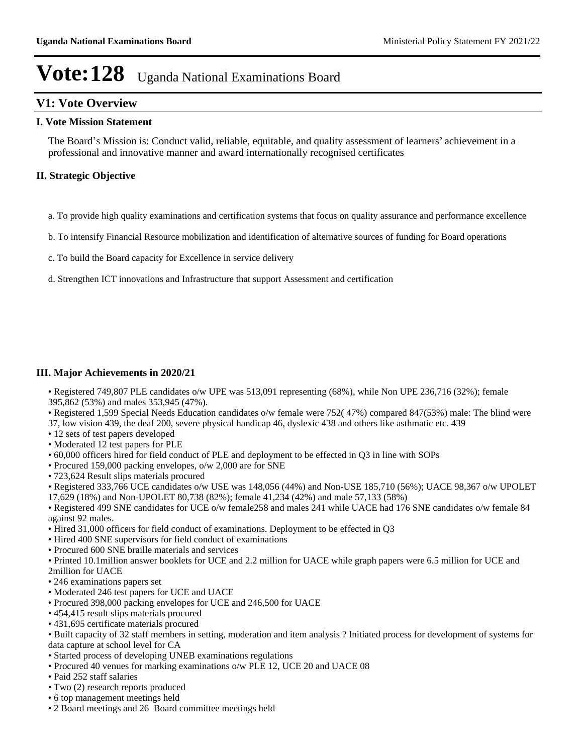# Vote:128 Uganda National Examinations Board

## V1: Vote Overview

### I. Vote Mission Statement

The Board's Mission is: Conduct valid, reliable, equitable, and quality assessment of learners' achievement in a professional and innovative manner and award internationally recognised certificates

### II. Strategic Objective

a. To provide high quality examinations and certification systems that focus on quality assurance and performance excellence

b. To intensify Financial Resource mobilization and identification of alternative sources of funding for Board operations

c. To build the Board capacity for Excellence in service delivery

d. Strengthen ICT innovations and Infrastructure that support Assessment and certification

### III. Major Achievements in 2020/21

- Registered 749,807 PLE candidates o/w UPE was 513,091 representing (68%), while Non UPE 236,716 (32%); female 395,862 (53%) and males 353,945 (47%).
- Registered 1,599 Special Needs Education candidates o/w female were 752( 47%) compared 847(53%) male: The blind were 37, low vision 439, the deaf 200, severe physical handicap 46, dyslexic 438 and others like asthmatic etc. 439
- 12 sets of test papers developed
- Moderated 12 test papers for PLE
- 60,000 officers hired for field conduct of PLE and deployment to be effected in Q3 in line with SOPs
- Procured 159,000 packing envelopes, o/w 2,000 are for SNE
- 723,624 Result slips materials procured
- Registered 333,766 UCE candidates o/w USE was 148,056 (44%) and Non-USE 185,710 (56%); UACE 98,367 o/w UPOLET 17,629 (18%) and Non-UPOLET 80,738 (82%); female 41,234 (42%) and male 57,133 (58%)
- Registered 499 SNE candidates for UCE o/w female258 and males 241 while UACE had 176 SNE candidates o/w female 84 against 92 males.
- Hired 31,000 officers for field conduct of examinations. Deployment to be effected in Q3
- Hired 400 SNE supervisors for field conduct of examinations
- Procured 600 SNE braille materials and services
- Printed 10.1million answer booklets for UCE and 2.2 million for UACE while graph papers were 6.5 million for UCE and 2million for UACE
- 246 examinations papers set
- Moderated 246 test papers for UCE and UACE
- Procured 398,000 packing envelopes for UCE and 246,500 for UACE
- 454,415 result slips materials procured
- 431,695 certificate materials procured
- Built capacity of 32 staff members in setting, moderation and item analysis ? Initiated process for development of systems for data capture at school level for CA
- Started process of developing UNEB examinations regulations
- Procured 40 venues for marking examinations o/w PLE 12, UCE 20 and UACE 08
- Paid 252 staff salaries
- Two (2) research reports produced
- 6 top management meetings held
- 2 Board meetings and 26 Board committee meetings held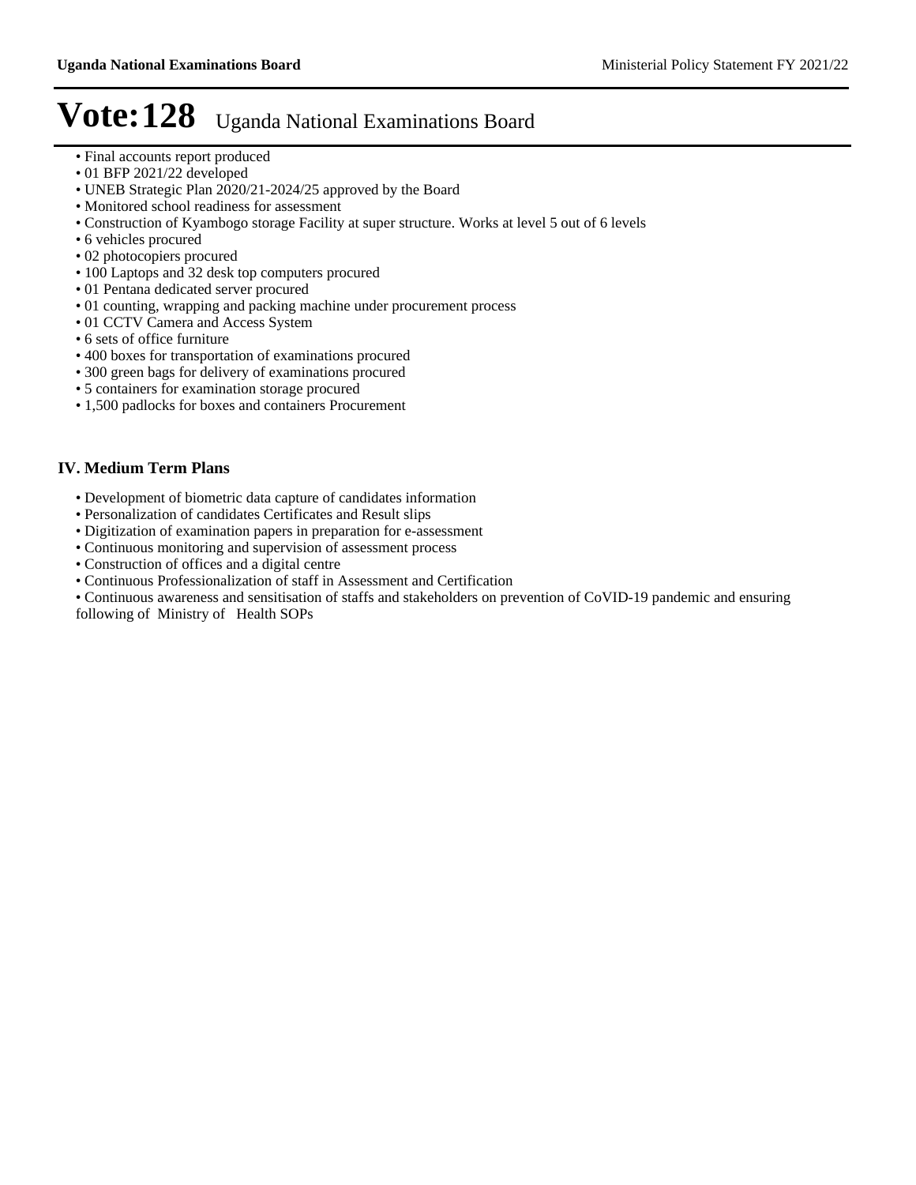# Vote:128 Uganda National Examinations Board

- Final accounts report produced
- 01 BFP 2021/22 developed
- UNEB Strategic Plan 2020/21-2024/25 approved by the Board
- Monitored school readiness for assessment
- Construction of Kyambogo storage Facility at super structure. Works at level 5 out of 6 levels
- 6 vehicles procured
- 02 photocopiers procured
- 100 Laptops and 32 desk top computers procured
- 01 Pentana dedicated server procured
- 01 counting, wrapping and packing machine under procurement process
- 01 CCTV Camera and Access System
- 6 sets of office furniture
- 400 boxes for transportation of examinations procured
- 300 green bags for delivery of examinations procured
- 5 containers for examination storage procured
- 1,500 padlocks for boxes and containers Procurement

## IV. Medium Term Plans

- Development of biometric data capture of candidates information
- Personalization of candidates Certificates and Result slips
- Digitization of examination papers in preparation for e-assessment
- Continuous monitoring and supervision of assessment process
- Construction of offices and a digital centre
- Continuous Professionalization of staff in Assessment and Certification
- Continuous awareness and sensitisation of staffs and stakeholders on prevention of CoVID-19 pandemic and ensuring following of Ministry of Health SOPs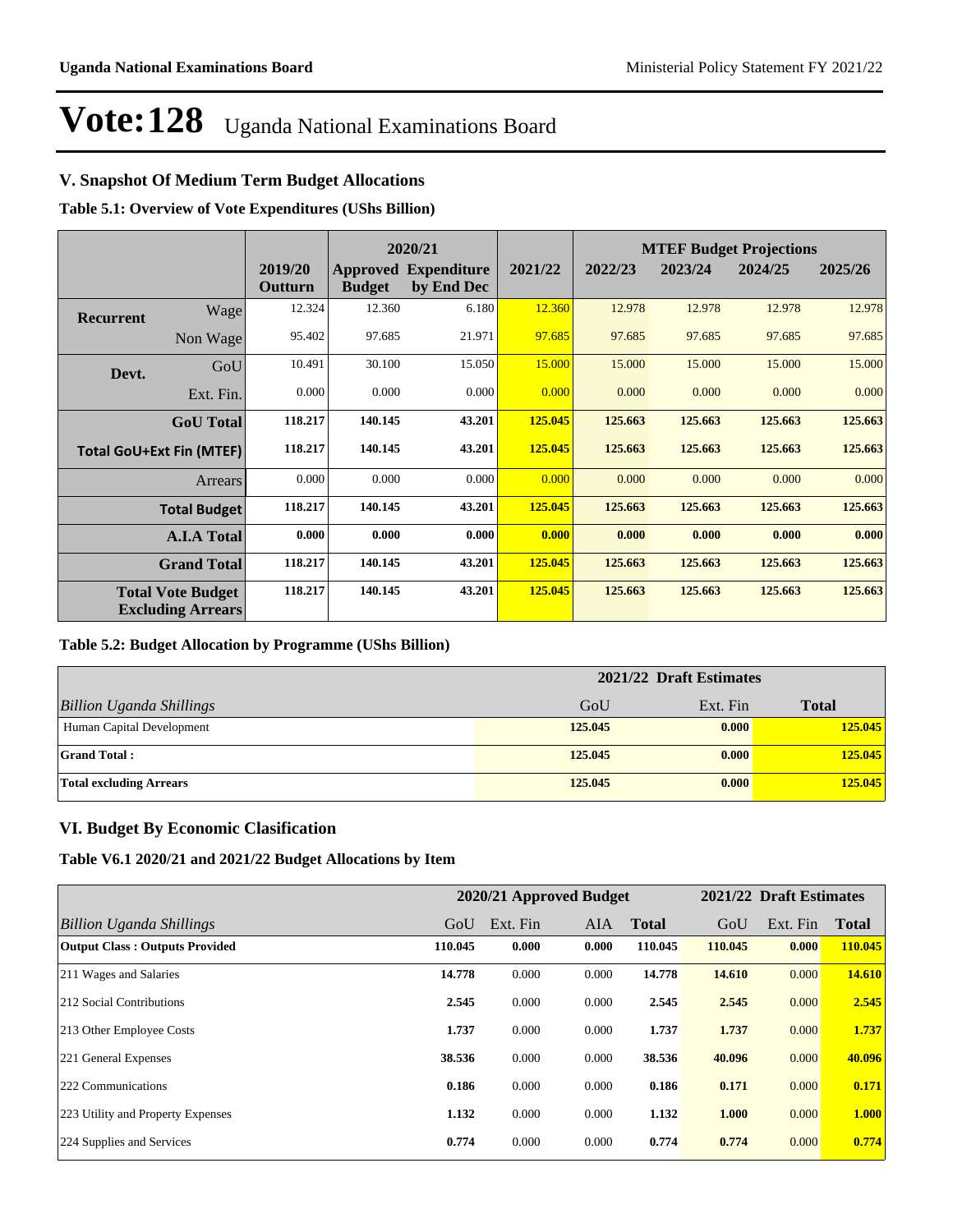# Vote:128 Uganda National Examinations Board

## V. Snapshot Of Medium Term Budget Allocations

**Table 5.1: Overview of Vote Expenditures (UShs Billion)**

| | | | 2020/21 | | | MTEF Budget Projections | | | |
|---|---|---|---|---|---|---|---|---|---|
| | | 2019/20 Outturn | Approved Budget | Expenditure by End Dec | 2021/22 | 2022/23 | 2023/24 | 2024/25 | 2025/26 |
| Recurrent | Wage | 12.324 | 12.360 | 6.180 | 12.360 | 12.978 | 12.978 | 12.978 | 12.978 |
| | Non Wage | 95.402 | 97.685 | 21.971 | 97.685 | 97.685 | 97.685 | 97.685 | 97.685 |
| Devt. | GoU | 10.491 | 30.100 | 15.050 | 15.000 | 15.000 | 15.000 | 15.000 | 15.000 |
| | Ext. Fin. | 0.000 | 0.000 | 0.000 | 0.000 | 0.000 | 0.000 | 0.000 | 0.000 |
| | **GoU Total** | **118.217** | **140.145** | **43.201** | **125.045** | **125.663** | **125.663** | **125.663** | **125.663** |
| **Total GoU+Ext Fin (MTEF)** | | **118.217** | **140.145** | **43.201** | **125.045** | **125.663** | **125.663** | **125.663** | **125.663** |
| | Arrears | 0.000 | 0.000 | 0.000 | 0.000 | 0.000 | 0.000 | 0.000 | 0.000 |
| | **Total Budget** | **118.217** | **140.145** | **43.201** | **125.045** | **125.663** | **125.663** | **125.663** | **125.663** |
| | **A.I.A Total** | **0.000** | **0.000** | **0.000** | **0.000** | **0.000** | **0.000** | **0.000** | **0.000** |
| | **Grand Total** | **118.217** | **140.145** | **43.201** | **125.045** | **125.663** | **125.663** | **125.663** | **125.663** |
| | **Total Vote Budget Excluding Arrears** | **118.217** | **140.145** | **43.201** | **125.045** | **125.663** | **125.663** | **125.663** | **125.663** |

**Table 5.2: Budget Allocation by Programme (UShs Billion)**

| | 2021/22 Draft Estimates | | |
|---|---|---|---|
| *Billion Uganda Shillings* | GoU | Ext. Fin | Total |
| Human Capital Development | **125.045** | **0.000** | **125.045** |
| **Grand Total :** | **125.045** | **0.000** | **125.045** |
| **Total excluding Arrears** | **125.045** | **0.000** | **125.045** |

## VI. Budget By Economic Clasification

**Table V6.1 2020/21 and 2021/22 Budget Allocations by Item**

| | 2020/21 Approved Budget | | | | 2021/22 Draft Estimates | | |
|---|---|---|---|---|---|---|---|
| *Billion Uganda Shillings* | GoU | Ext. Fin | AIA | Total | GoU | Ext. Fin | Total |
| **Output Class : Outputs Provided** | **110.045** | **0.000** | **0.000** | **110.045** | **110.045** | **0.000** | **110.045** |
| 211 Wages and Salaries | **14.778** | 0.000 | 0.000 | **14.778** | **14.610** | 0.000 | **14.610** |
| 212 Social Contributions | **2.545** | 0.000 | 0.000 | **2.545** | **2.545** | 0.000 | **2.545** |
| 213 Other Employee Costs | **1.737** | 0.000 | 0.000 | **1.737** | **1.737** | 0.000 | **1.737** |
| 221 General Expenses | **38.536** | 0.000 | 0.000 | **38.536** | **40.096** | 0.000 | **40.096** |
| 222 Communications | **0.186** | 0.000 | 0.000 | **0.186** | **0.171** | 0.000 | **0.171** |
| 223 Utility and Property Expenses | **1.132** | 0.000 | 0.000 | **1.132** | **1.000** | 0.000 | **1.000** |
| 224 Supplies and Services | **0.774** | 0.000 | 0.000 | **0.774** | **0.774** | 0.000 | **0.774** |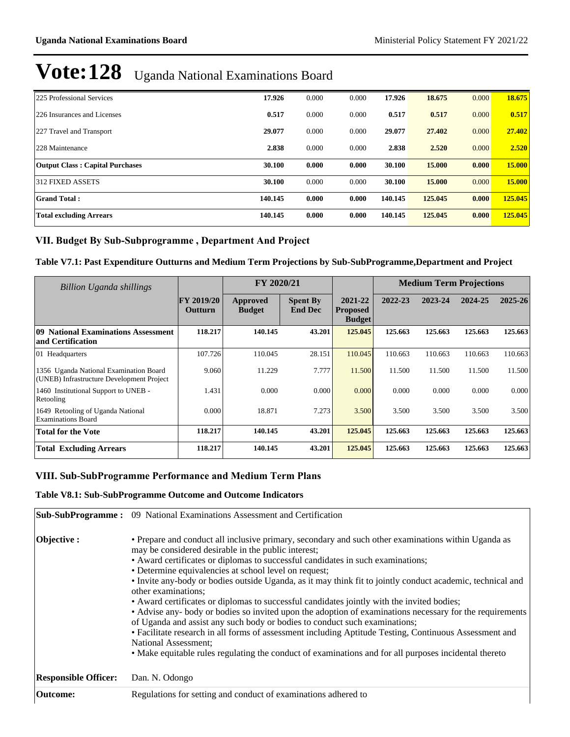# Vote:128 Uganda National Examinations Board

| | | | | | | | |
|---|---|---|---|---|---|---|---|
| 225 Professional Services | **17.926** | 0.000 | 0.000 | **17.926** | **18.675** | 0.000 | **18.675** |
| 226 Insurances and Licenses | **0.517** | 0.000 | 0.000 | **0.517** | **0.517** | 0.000 | **0.517** |
| 227 Travel and Transport | **29.077** | 0.000 | 0.000 | **29.077** | **27.402** | 0.000 | **27.402** |
| 228 Maintenance | **2.838** | 0.000 | 0.000 | **2.838** | **2.520** | 0.000 | **2.520** |
| **Output Class : Capital Purchases** | **30.100** | **0.000** | **0.000** | **30.100** | **15.000** | **0.000** | **15.000** |
| 312 FIXED ASSETS | **30.100** | 0.000 | 0.000 | **30.100** | **15.000** | 0.000 | **15.000** |
| **Grand Total :** | **140.145** | **0.000** | **0.000** | **140.145** | **125.045** | **0.000** | **125.045** |
| **Total excluding Arrears** | **140.145** | **0.000** | **0.000** | **140.145** | **125.045** | **0.000** | **125.045** |

## VII. Budget By Sub-Subprogramme , Department And Project

### Table V7.1: Past Expenditure Outturns and Medium Term Projections by Sub-SubProgramme,Department and Project

| *Billion Uganda shillings* | | FY 2020/21 | | | Medium Term Projections | | | |
|---|---|---|---|---|---|---|---|---|
| | **FY 2019/20 Outturn** | **Approved Budget** | **Spent By End Dec** | **2021-22 Proposed Budget** | **2022-23** | **2023-24** | **2024-25** | **2025-26** |
| **09 National Examinations Assessment and Certification** | **118.217** | **140.145** | **43.201** | **125.045** | **125.663** | **125.663** | **125.663** | **125.663** |
| 01 Headquarters | 107.726 | 110.045 | 28.151 | 110.045 | 110.663 | 110.663 | 110.663 | 110.663 |
| 1356 Uganda National Examination Board (UNEB) Infrastructure Development Project | 9.060 | 11.229 | 7.777 | 11.500 | 11.500 | 11.500 | 11.500 | 11.500 |
| 1460 Institutional Support to UNEB - Retooling | 1.431 | 0.000 | 0.000 | 0.000 | 0.000 | 0.000 | 0.000 | 0.000 |
| 1649 Retooling of Uganda National Examinations Board | 0.000 | 18.871 | 7.273 | 3.500 | 3.500 | 3.500 | 3.500 | 3.500 |
| **Total for the Vote** | **118.217** | **140.145** | **43.201** | **125.045** | **125.663** | **125.663** | **125.663** | **125.663** |
| **Total Excluding Arrears** | **118.217** | **140.145** | **43.201** | **125.045** | **125.663** | **125.663** | **125.663** | **125.663** |

## VIII. Sub-SubProgramme Performance and Medium Term Plans

### Table V8.1: Sub-SubProgramme Outcome and Outcome Indicators

| | |
|---|---|
| **Sub-SubProgramme :** | 09 National Examinations Assessment and Certification |
| **Objective :** | • Prepare and conduct all inclusive primary, secondary and such other examinations within Uganda as may be considered desirable in the public interest;<br>• Award certificates or diplomas to successful candidates in such examinations;<br>• Determine equivalencies at school level on request;<br>• Invite any-body or bodies outside Uganda, as it may think fit to jointly conduct academic, technical and other examinations;<br>• Award certificates or diplomas to successful candidates jointly with the invited bodies;<br>• Advise any- body or bodies so invited upon the adoption of examinations necessary for the requirements of Uganda and assist any such body or bodies to conduct such examinations;<br>• Facilitate research in all forms of assessment including Aptitude Testing, Continuous Assessment and National Assessment;<br>• Make equitable rules regulating the conduct of examinations and for all purposes incidental thereto |
| **Responsible Officer:** | Dan. N. Odongo |
| **Outcome:** | Regulations for setting and conduct of examinations adhered to |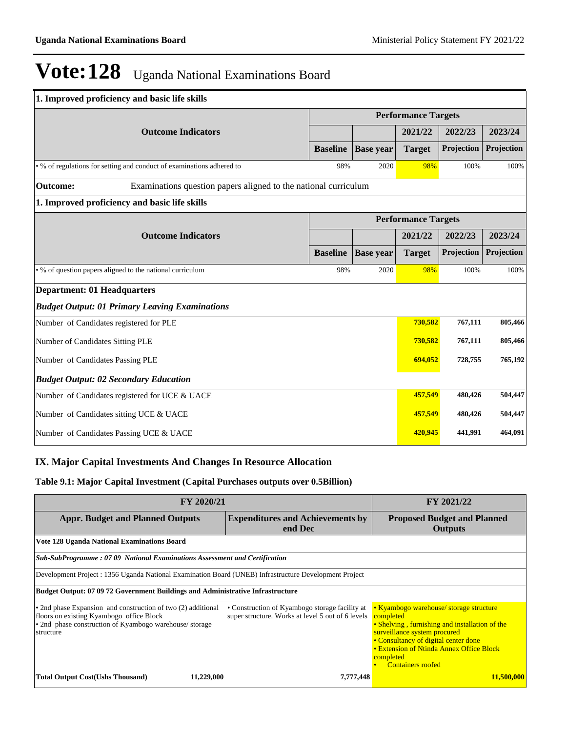# Vote:128 Uganda National Examinations Board

| 1. Improved proficiency and basic life skills | | | | | |
|---|---|---|---|---|---|
| | Performance Targets | | | | |
| Outcome Indicators | | | 2021/22 | 2022/23 | 2023/24 |
| | Baseline | Base year | Target | Projection | Projection |
| • % of regulations for setting and conduct of examinations adhered to | 98% | 2020 | 98% | 100% | 100% |

**Outcome:** Examinations question papers aligned to the national curriculum

| 1. Improved proficiency and basic life skills | | | | | |
|---|---|---|---|---|---|
| | Performance Targets | | | | |
| Outcome Indicators | | | 2021/22 | 2022/23 | 2023/24 |
| | Baseline | Base year | Target | Projection | Projection |
| • % of question papers aligned to the national curriculum | 98% | 2020 | 98% | 100% | 100% |

**Department: 01 Headquarters**

***Budget Output: 01 Primary Leaving Examinations***

| | 2021/22 | 2022/23 | 2023/24 |
|---|---|---|---|
| Number of Candidates registered for PLE | 730,582 | 767,111 | 805,466 |
| Number of Candidates Sitting PLE | 730,582 | 767,111 | 805,466 |
| Number of Candidates Passing PLE | 694,052 | 728,755 | 765,192 |

***Budget Output: 02 Secondary Education***

| | 2021/22 | 2022/23 | 2023/24 |
|---|---|---|---|
| Number of Candidates registered for UCE & UACE | 457,549 | 480,426 | 504,447 |
| Number of Candidates sitting UCE & UACE | 457,549 | 480,426 | 504,447 |
| Number of Candidates Passing UCE & UACE | 420,945 | 441,991 | 464,091 |

## IX. Major Capital Investments And Changes In Resource Allocation

### Table 9.1: Major Capital Investment (Capital Purchases outputs over 0.5Billion)

| FY 2020/21 | | FY 2021/22 |
|---|---|---|
| **Appr. Budget and Planned Outputs** | **Expenditures and Achievements by end Dec** | **Proposed Budget and Planned Outputs** |
| **Vote 128 Uganda National Examinations Board** | | |
| ***Sub-SubProgramme : 07 09 National Examinations Assessment and Certification*** | | |
| Development Project : 1356 Uganda National Examination Board (UNEB) Infrastructure Development Project | | |
| **Budget Output: 07 09 72 Government Buildings and Administrative Infrastructure** | | |
| • 2nd phase Expansion and construction of two (2) additional floors on existing Kyambogo office Block<br>• 2nd phase construction of Kyambogo warehouse/ storage structure | • Construction of Kyambogo storage facility at super structure. Works at level 5 out of 6 levels | • Kyambogo warehouse/ storage structure completed<br>• Shelving , furnishing and installation of the surveillance system procured<br>• Consultancy of digital center done<br>• Extension of Ntinda Annex Office Block completed<br>• Containers roofed |
| **Total Output Cost(Ushs Thousand)** 11,229,000 | 7,777,448 | 11,500,000 |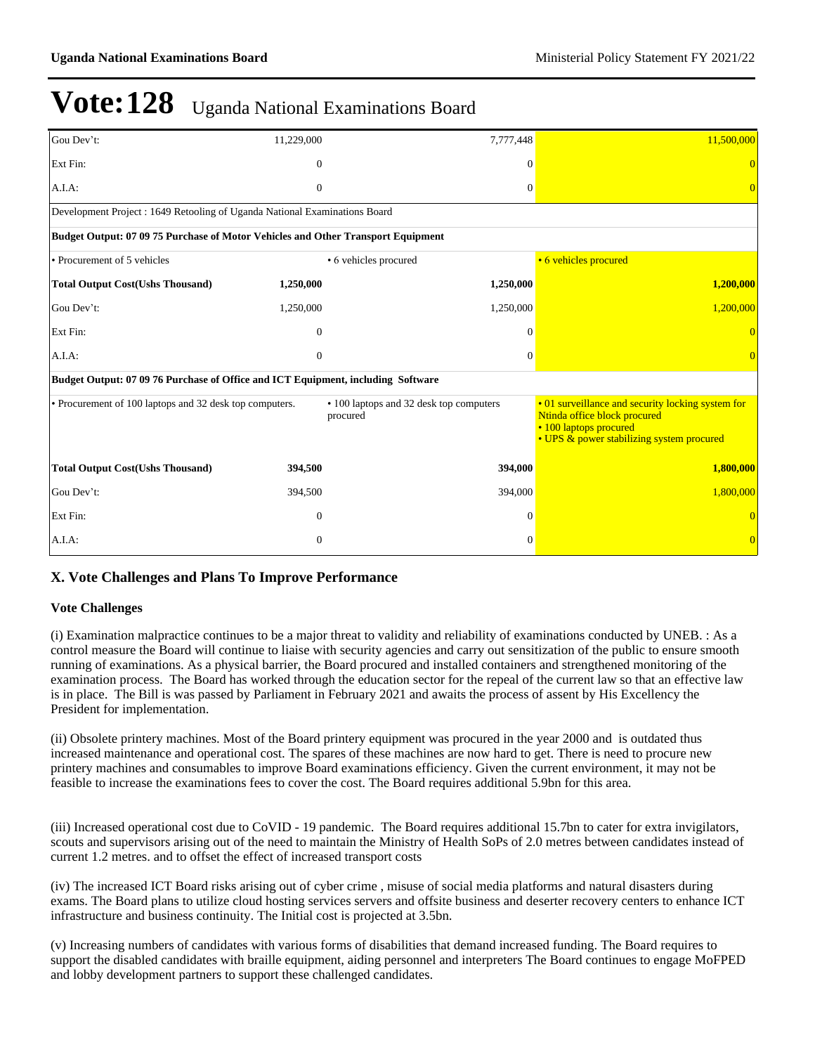# Vote:128 Uganda National Examinations Board

| | | | |
|---|---|---|---|
| Gou Dev't: | 11,229,000 | 7,777,448 | 11,500,000 |
| Ext Fin: | 0 | 0 | 0 |
| A.I.A: | 0 | 0 | 0 |
| Development Project : 1649 Retooling of Uganda National Examinations Board | | | |
| **Budget Output: 07 09 75 Purchase of Motor Vehicles and Other Transport Equipment** | | | |
| • Procurement of 5 vehicles | | • 6 vehicles procured | • 6 vehicles procured |
| **Total Output Cost(Ushs Thousand)** | **1,250,000** | **1,250,000** | **1,200,000** |
| Gou Dev't: | 1,250,000 | 1,250,000 | 1,200,000 |
| Ext Fin: | 0 | 0 | 0 |
| A.I.A: | 0 | 0 | 0 |
| **Budget Output: 07 09 76 Purchase of Office and ICT Equipment, including Software** | | | |
| • Procurement of 100 laptops and 32 desk top computers. | | • 100 laptops and 32 desk top computers procured | • 01 surveillance and security locking system for Ntinda office block procured<br>• 100 laptops procured<br>• UPS & power stabilizing system procured |
| **Total Output Cost(Ushs Thousand)** | **394,500** | **394,000** | **1,800,000** |
| Gou Dev't: | 394,500 | 394,000 | 1,800,000 |
| Ext Fin: | 0 | 0 | 0 |
| A.I.A: | 0 | 0 | 0 |

## X. Vote Challenges and Plans To Improve Performance

### Vote Challenges

(i) Examination malpractice continues to be a major threat to validity and reliability of examinations conducted by UNEB. : As a control measure the Board will continue to liaise with security agencies and carry out sensitization of the public to ensure smooth running of examinations. As a physical barrier, the Board procured and installed containers and strengthened monitoring of the examination process. The Board has worked through the education sector for the repeal of the current law so that an effective law is in place. The Bill is was passed by Parliament in February 2021 and awaits the process of assent by His Excellency the President for implementation.

(ii) Obsolete printery machines. Most of the Board printery equipment was procured in the year 2000 and is outdated thus increased maintenance and operational cost. The spares of these machines are now hard to get. There is need to procure new printery machines and consumables to improve Board examinations efficiency. Given the current environment, it may not be feasible to increase the examinations fees to cover the cost. The Board requires additional 5.9bn for this area.

(iii) Increased operational cost due to CoVID - 19 pandemic. The Board requires additional 15.7bn to cater for extra invigilators, scouts and supervisors arising out of the need to maintain the Ministry of Health SoPs of 2.0 metres between candidates instead of current 1.2 metres. and to offset the effect of increased transport costs

(iv) The increased ICT Board risks arising out of cyber crime , misuse of social media platforms and natural disasters during exams. The Board plans to utilize cloud hosting services servers and offsite business and deserter recovery centers to enhance ICT infrastructure and business continuity. The Initial cost is projected at 3.5bn.

(v) Increasing numbers of candidates with various forms of disabilities that demand increased funding. The Board requires to support the disabled candidates with braille equipment, aiding personnel and interpreters The Board continues to engage MoFPED and lobby development partners to support these challenged candidates.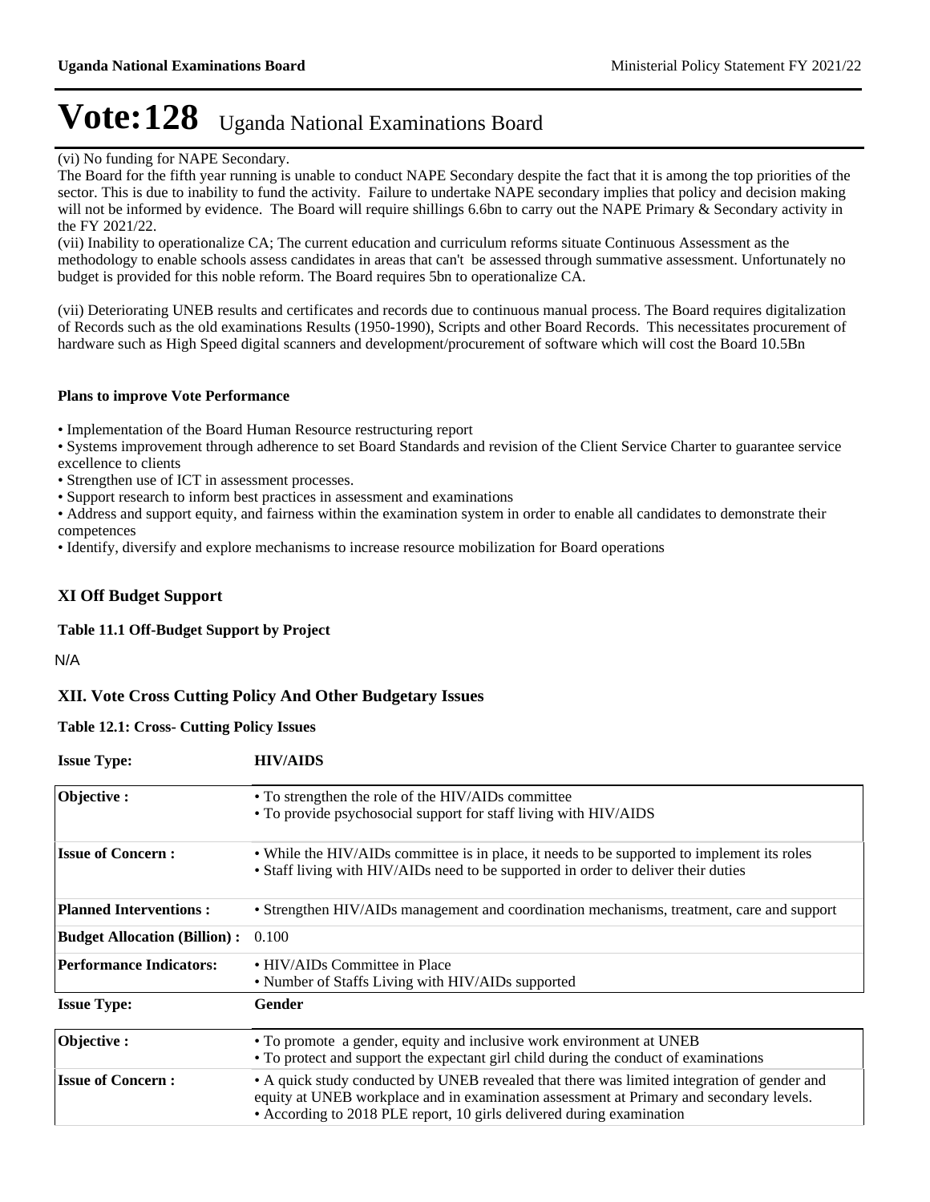# Vote:128 Uganda National Examinations Board

(vi) No funding for NAPE Secondary.
The Board for the fifth year running is unable to conduct NAPE Secondary despite the fact that it is among the top priorities of the sector. This is due to inability to fund the activity. Failure to undertake NAPE secondary implies that policy and decision making will not be informed by evidence. The Board will require shillings 6.6bn to carry out the NAPE Primary & Secondary activity in the FY 2021/22.
(vii) Inability to operationalize CA; The current education and curriculum reforms situate Continuous Assessment as the methodology to enable schools assess candidates in areas that can't be assessed through summative assessment. Unfortunately no budget is provided for this noble reform. The Board requires 5bn to operationalize CA.

(vii) Deteriorating UNEB results and certificates and records due to continuous manual process. The Board requires digitalization of Records such as the old examinations Results (1950-1990), Scripts and other Board Records. This necessitates procurement of hardware such as High Speed digital scanners and development/procurement of software which will cost the Board 10.5Bn

**Plans to improve Vote Performance**

- Implementation of the Board Human Resource restructuring report
- Systems improvement through adherence to set Board Standards and revision of the Client Service Charter to guarantee service excellence to clients
- Strengthen use of ICT in assessment processes.
- Support research to inform best practices in assessment and examinations
- Address and support equity, and fairness within the examination system in order to enable all candidates to demonstrate their competences
- Identify, diversify and explore mechanisms to increase resource mobilization for Board operations

## XI Off Budget Support

**Table 11.1 Off-Budget Support by Project**

N/A

## XII. Vote Cross Cutting Policy And Other Budgetary Issues

**Table 12.1: Cross- Cutting Policy Issues**

| **Issue Type:** | **HIV/AIDS** |
|---|---|
| **Objective :** | • To strengthen the role of the HIV/AIDs committee<br>• To provide psychosocial support for staff living with HIV/AIDS |
| **Issue of Concern :** | • While the HIV/AIDs committee is in place, it needs to be supported to implement its roles<br>• Staff living with HIV/AIDs need to be supported in order to deliver their duties |
| **Planned Interventions :** | • Strengthen HIV/AIDs management and coordination mechanisms, treatment, care and support |
| **Budget Allocation (Billion) :** | 0.100 |
| **Performance Indicators:** | • HIV/AIDs Committee in Place<br>• Number of Staffs Living with HIV/AIDs supported |

| **Issue Type:** | **Gender** |
|---|---|
| **Objective :** | • To promote a gender, equity and inclusive work environment at UNEB<br>• To protect and support the expectant girl child during the conduct of examinations |
| **Issue of Concern :** | • A quick study conducted by UNEB revealed that there was limited integration of gender and equity at UNEB workplace and in examination assessment at Primary and secondary levels.<br>• According to 2018 PLE report, 10 girls delivered during examination |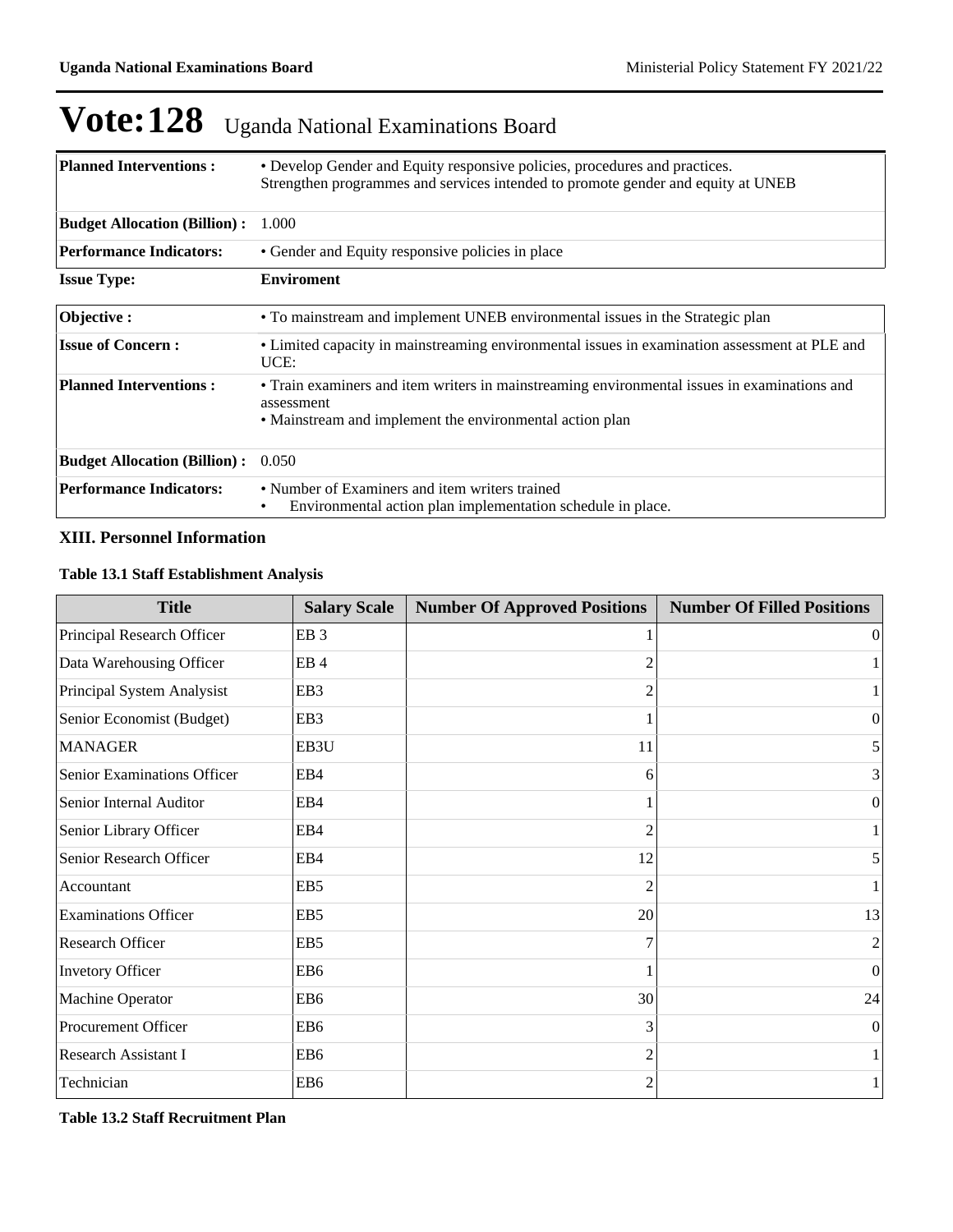# Vote:128 Uganda National Examinations Board

| | |
|---|---|
| **Planned Interventions :** | • Develop Gender and Equity responsive policies, procedures and practices.<br>Strengthen programmes and services intended to promote gender and equity at UNEB |
| **Budget Allocation (Billion) :** | 1.000 |
| **Performance Indicators:** | • Gender and Equity responsive policies in place |

**Issue Type:** **Enviroment**

| | |
|---|---|
| **Objective :** | • To mainstream and implement UNEB environmental issues in the Strategic plan |
| **Issue of Concern :** | • Limited capacity in mainstreaming environmental issues in examination assessment at PLE and UCE: |
| **Planned Interventions :** | • Train examiners and item writers in mainstreaming environmental issues in examinations and assessment<br>• Mainstream and implement the environmental action plan |
| **Budget Allocation (Billion) :** | 0.050 |
| **Performance Indicators:** | • Number of Examiners and item writers trained<br>• Environmental action plan implementation schedule in place. |

### XIII. Personnel Information

#### Table 13.1 Staff Establishment Analysis

| Title | Salary Scale | Number Of Approved Positions | Number Of Filled Positions |
|---|---|---|---|
| Principal Research Officer | EB 3 | 1 | 0 |
| Data Warehousing Officer | EB 4 | 2 | 1 |
| Principal System Analysist | EB3 | 2 | 1 |
| Senior Economist (Budget) | EB3 | 1 | 0 |
| MANAGER | EB3U | 11 | 5 |
| Senior Examinations Officer | EB4 | 6 | 3 |
| Senior Internal Auditor | EB4 | 1 | 0 |
| Senior Library Officer | EB4 | 2 | 1 |
| Senior Research Officer | EB4 | 12 | 5 |
| Accountant | EB5 | 2 | 1 |
| Examinations Officer | EB5 | 20 | 13 |
| Research Officer | EB5 | 7 | 2 |
| Invetory Officer | EB6 | 1 | 0 |
| Machine Operator | EB6 | 30 | 24 |
| Procurement Officer | EB6 | 3 | 0 |
| Research Assistant I | EB6 | 2 | 1 |
| Technician | EB6 | 2 | 1 |

#### Table 13.2 Staff Recruitment Plan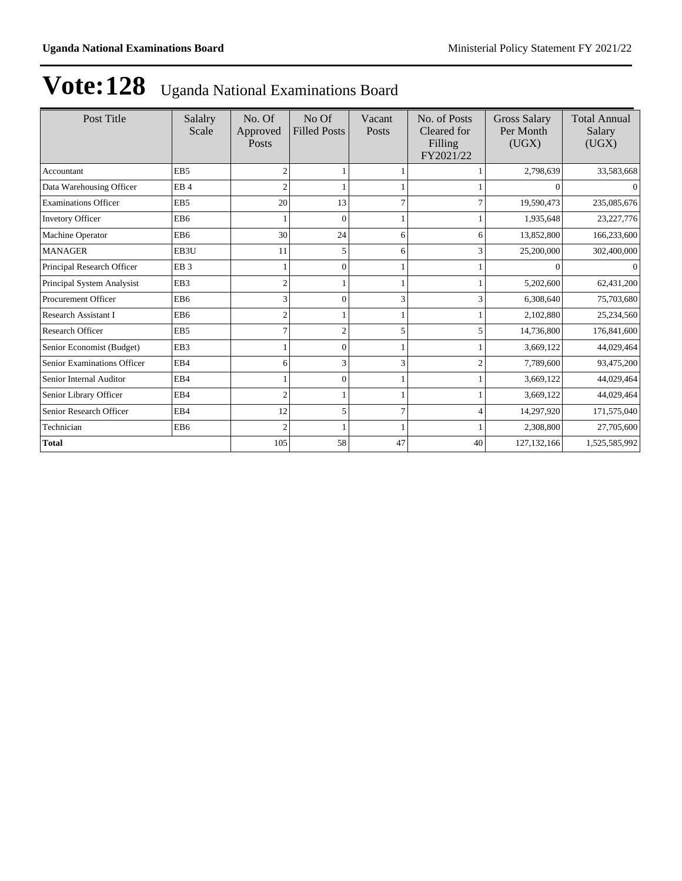# Vote:128 Uganda National Examinations Board

| Post Title | Salalry Scale | No. Of Approved Posts | No Of Filled Posts | Vacant Posts | No. of Posts Cleared for Filling FY2021/22 | Gross Salary Per Month (UGX) | Total Annual Salary (UGX) |
|---|---|---|---|---|---|---|---|
| Accountant | EB5 | 2 | 1 | 1 | 1 | 2,798,639 | 33,583,668 |
| Data Warehousing Officer | EB 4 | 2 | 1 | 1 | 1 | 0 | 0 |
| Examinations Officer | EB5 | 20 | 13 | 7 | 7 | 19,590,473 | 235,085,676 |
| Invetory Officer | EB6 | 1 | 0 | 1 | 1 | 1,935,648 | 23,227,776 |
| Machine Operator | EB6 | 30 | 24 | 6 | 6 | 13,852,800 | 166,233,600 |
| MANAGER | EB3U | 11 | 5 | 6 | 3 | 25,200,000 | 302,400,000 |
| Principal Research Officer | EB 3 | 1 | 0 | 1 | 1 | 0 | 0 |
| Principal System Analysist | EB3 | 2 | 1 | 1 | 1 | 5,202,600 | 62,431,200 |
| Procurement Officer | EB6 | 3 | 0 | 3 | 3 | 6,308,640 | 75,703,680 |
| Research Assistant I | EB6 | 2 | 1 | 1 | 1 | 2,102,880 | 25,234,560 |
| Research Officer | EB5 | 7 | 2 | 5 | 5 | 14,736,800 | 176,841,600 |
| Senior Economist (Budget) | EB3 | 1 | 0 | 1 | 1 | 3,669,122 | 44,029,464 |
| Senior Examinations Officer | EB4 | 6 | 3 | 3 | 2 | 7,789,600 | 93,475,200 |
| Senior Internal Auditor | EB4 | 1 | 0 | 1 | 1 | 3,669,122 | 44,029,464 |
| Senior Library Officer | EB4 | 2 | 1 | 1 | 1 | 3,669,122 | 44,029,464 |
| Senior Research Officer | EB4 | 12 | 5 | 7 | 4 | 14,297,920 | 171,575,040 |
| Technician | EB6 | 2 | 1 | 1 | 1 | 2,308,800 | 27,705,600 |
| **Total** | | 105 | 58 | 47 | 40 | 127,132,166 | 1,525,585,992 |